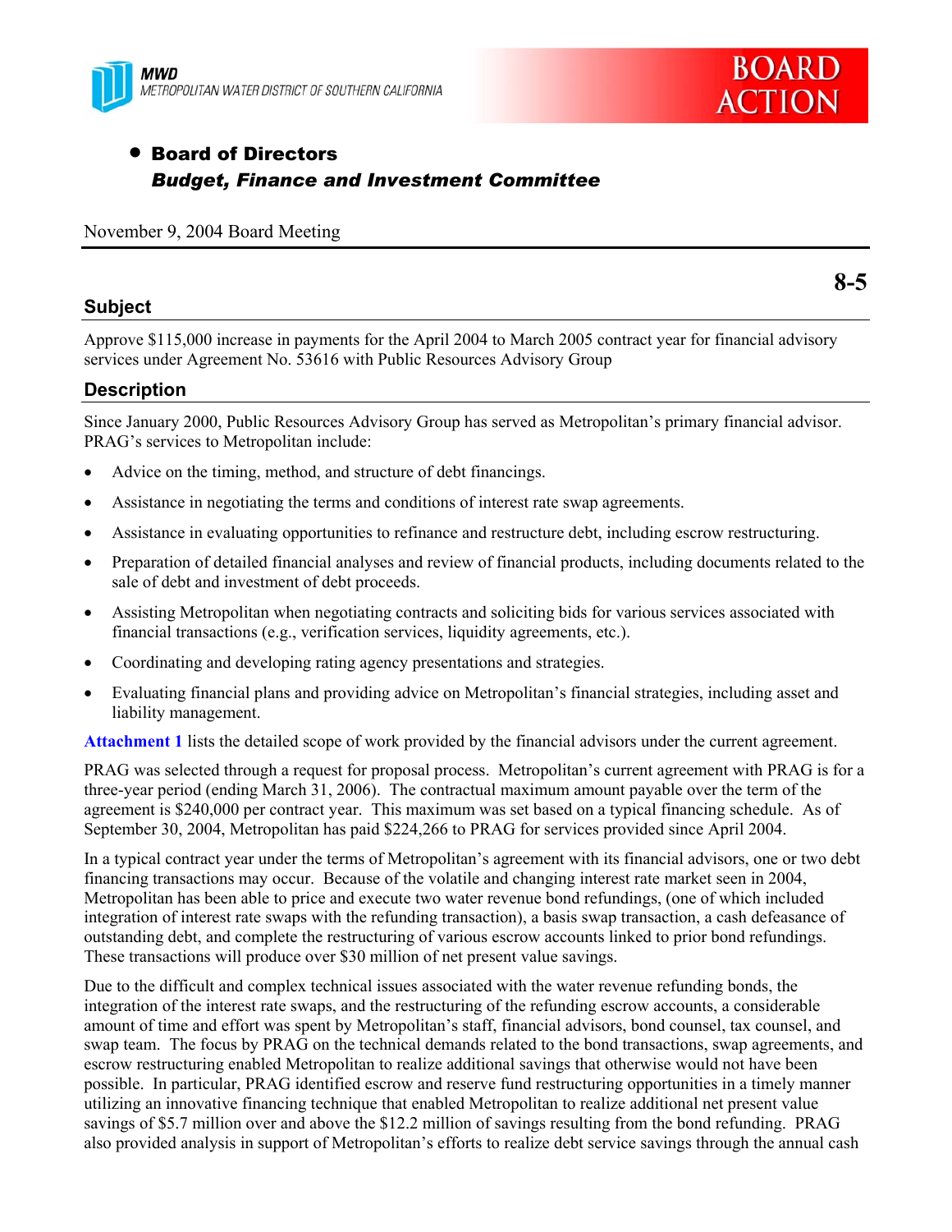MWD
METROPOLITAN WATER DISTRICT OF SOUTHERN CALIFORNIA

BOARD ACTION

- **Board of Directors**
  ***Budget, Finance and Investment Committee***

November 9, 2004 Board Meeting

**8-5**

## Subject

Approve $115,000 increase in payments for the April 2004 to March 2005 contract year for financial advisory services under Agreement No. 53616 with Public Resources Advisory Group

## Description

Since January 2000, Public Resources Advisory Group has served as Metropolitan's primary financial advisor. PRAG's services to Metropolitan include:

- Advice on the timing, method, and structure of debt financings.
- Assistance in negotiating the terms and conditions of interest rate swap agreements.
- Assistance in evaluating opportunities to refinance and restructure debt, including escrow restructuring.
- Preparation of detailed financial analyses and review of financial products, including documents related to the sale of debt and investment of debt proceeds.
- Assisting Metropolitan when negotiating contracts and soliciting bids for various services associated with financial transactions (e.g., verification services, liquidity agreements, etc.).
- Coordinating and developing rating agency presentations and strategies.
- Evaluating financial plans and providing advice on Metropolitan's financial strategies, including asset and liability management.

**Attachment 1** lists the detailed scope of work provided by the financial advisors under the current agreement.

PRAG was selected through a request for proposal process. Metropolitan's current agreement with PRAG is for a three-year period (ending March 31, 2006). The contractual maximum amount payable over the term of the agreement is $240,000 per contract year. This maximum was set based on a typical financing schedule. As of September 30, 2004, Metropolitan has paid $224,266 to PRAG for services provided since April 2004.

In a typical contract year under the terms of Metropolitan's agreement with its financial advisors, one or two debt financing transactions may occur. Because of the volatile and changing interest rate market seen in 2004, Metropolitan has been able to price and execute two water revenue bond refundings, (one of which included integration of interest rate swaps with the refunding transaction), a basis swap transaction, a cash defeasance of outstanding debt, and complete the restructuring of various escrow accounts linked to prior bond refundings. These transactions will produce over $30 million of net present value savings.

Due to the difficult and complex technical issues associated with the water revenue refunding bonds, the integration of the interest rate swaps, and the restructuring of the refunding escrow accounts, a considerable amount of time and effort was spent by Metropolitan's staff, financial advisors, bond counsel, tax counsel, and swap team. The focus by PRAG on the technical demands related to the bond transactions, swap agreements, and escrow restructuring enabled Metropolitan to realize additional savings that otherwise would not have been possible. In particular, PRAG identified escrow and reserve fund restructuring opportunities in a timely manner utilizing an innovative financing technique that enabled Metropolitan to realize additional net present value savings of $5.7 million over and above the $12.2 million of savings resulting from the bond refunding. PRAG also provided analysis in support of Metropolitan's efforts to realize debt service savings through the annual cash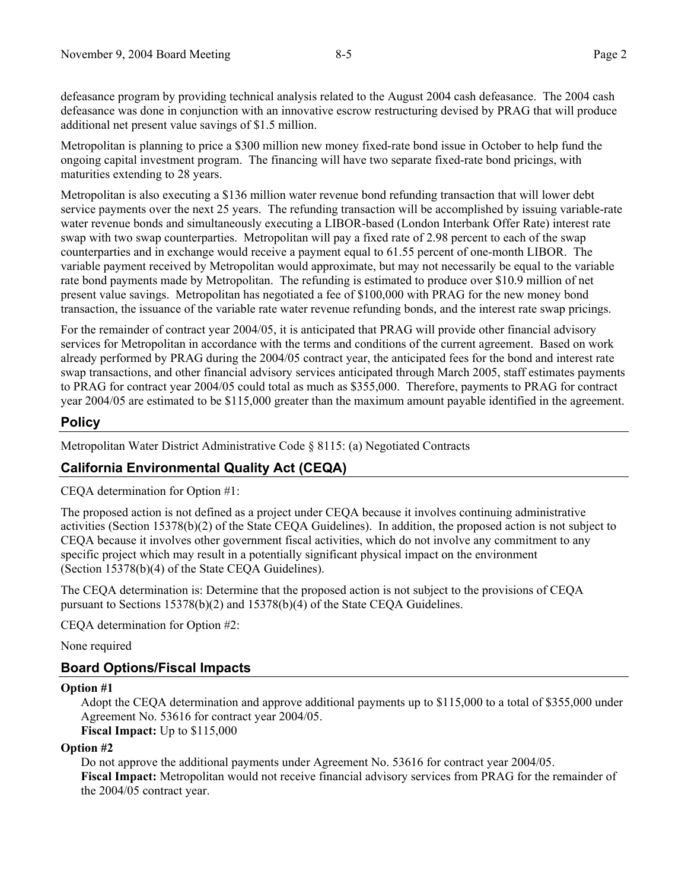defeasance program by providing technical analysis related to the August 2004 cash defeasance. The 2004 cash defeasance was done in conjunction with an innovative escrow restructuring devised by PRAG that will produce additional net present value savings of $1.5 million.

Metropolitan is planning to price a $300 million new money fixed-rate bond issue in October to help fund the ongoing capital investment program. The financing will have two separate fixed-rate bond pricings, with maturities extending to 28 years.

Metropolitan is also executing a $136 million water revenue bond refunding transaction that will lower debt service payments over the next 25 years. The refunding transaction will be accomplished by issuing variable-rate water revenue bonds and simultaneously executing a LIBOR-based (London Interbank Offer Rate) interest rate swap with two swap counterparties. Metropolitan will pay a fixed rate of 2.98 percent to each of the swap counterparties and in exchange would receive a payment equal to 61.55 percent of one-month LIBOR. The variable payment received by Metropolitan would approximate, but may not necessarily be equal to the variable rate bond payments made by Metropolitan. The refunding is estimated to produce over $10.9 million of net present value savings. Metropolitan has negotiated a fee of $100,000 with PRAG for the new money bond transaction, the issuance of the variable rate water revenue refunding bonds, and the interest rate swap pricings.

For the remainder of contract year 2004/05, it is anticipated that PRAG will provide other financial advisory services for Metropolitan in accordance with the terms and conditions of the current agreement. Based on work already performed by PRAG during the 2004/05 contract year, the anticipated fees for the bond and interest rate swap transactions, and other financial advisory services anticipated through March 2005, staff estimates payments to PRAG for contract year 2004/05 could total as much as $355,000. Therefore, payments to PRAG for contract year 2004/05 are estimated to be $115,000 greater than the maximum amount payable identified in the agreement.

## Policy

Metropolitan Water District Administrative Code § 8115: (a) Negotiated Contracts

## California Environmental Quality Act (CEQA)

CEQA determination for Option #1:

The proposed action is not defined as a project under CEQA because it involves continuing administrative activities (Section 15378(b)(2) of the State CEQA Guidelines). In addition, the proposed action is not subject to CEQA because it involves other government fiscal activities, which do not involve any commitment to any specific project which may result in a potentially significant physical impact on the environment (Section 15378(b)(4) of the State CEQA Guidelines).

The CEQA determination is: Determine that the proposed action is not subject to the provisions of CEQA pursuant to Sections 15378(b)(2) and 15378(b)(4) of the State CEQA Guidelines.

CEQA determination for Option #2:

None required

## Board Options/Fiscal Impacts

**Option #1**

Adopt the CEQA determination and approve additional payments up to $115,000 to a total of $355,000 under Agreement No. 53616 for contract year 2004/05.
**Fiscal Impact:** Up to $115,000

**Option #2**

Do not approve the additional payments under Agreement No. 53616 for contract year 2004/05.
**Fiscal Impact:** Metropolitan would not receive financial advisory services from PRAG for the remainder of the 2004/05 contract year.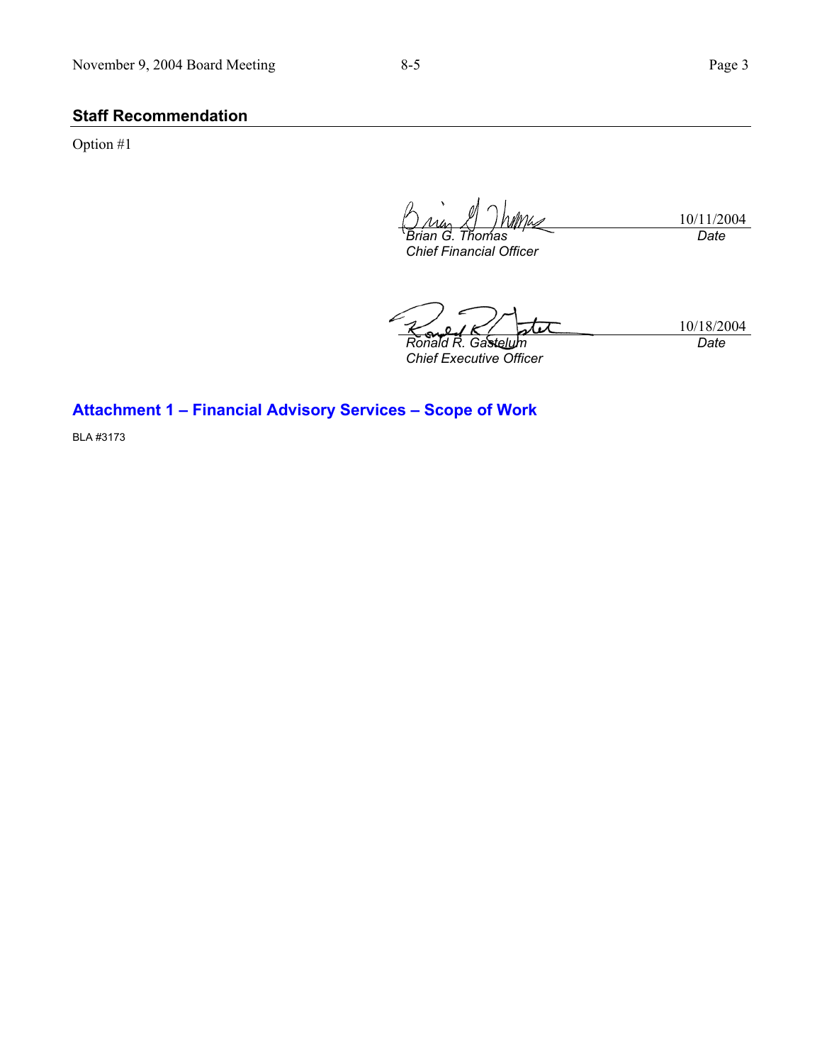## Staff Recommendation

Option #1

10/11/2004

*Brian G. Thomas*
*Chief Financial Officer*

*Date*

10/18/2004

*Ronald R. Gastelum*
*Chief Executive Officer*

*Date*

### Attachment 1 – Financial Advisory Services – Scope of Work

BLA #3173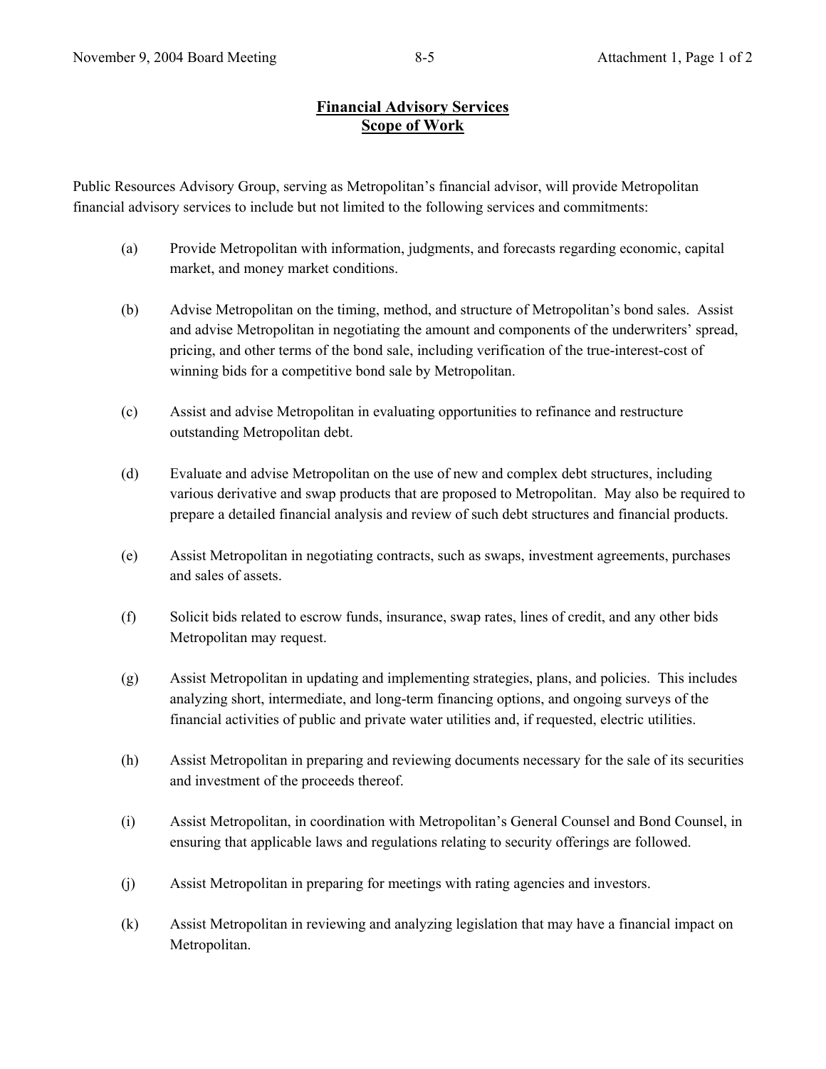## Financial Advisory Services
## Scope of Work

Public Resources Advisory Group, serving as Metropolitan's financial advisor, will provide Metropolitan financial advisory services to include but not limited to the following services and commitments:

(a) Provide Metropolitan with information, judgments, and forecasts regarding economic, capital market, and money market conditions.

(b) Advise Metropolitan on the timing, method, and structure of Metropolitan's bond sales. Assist and advise Metropolitan in negotiating the amount and components of the underwriters' spread, pricing, and other terms of the bond sale, including verification of the true-interest-cost of winning bids for a competitive bond sale by Metropolitan.

(c) Assist and advise Metropolitan in evaluating opportunities to refinance and restructure outstanding Metropolitan debt.

(d) Evaluate and advise Metropolitan on the use of new and complex debt structures, including various derivative and swap products that are proposed to Metropolitan. May also be required to prepare a detailed financial analysis and review of such debt structures and financial products.

(e) Assist Metropolitan in negotiating contracts, such as swaps, investment agreements, purchases and sales of assets.

(f) Solicit bids related to escrow funds, insurance, swap rates, lines of credit, and any other bids Metropolitan may request.

(g) Assist Metropolitan in updating and implementing strategies, plans, and policies. This includes analyzing short, intermediate, and long-term financing options, and ongoing surveys of the financial activities of public and private water utilities and, if requested, electric utilities.

(h) Assist Metropolitan in preparing and reviewing documents necessary for the sale of its securities and investment of the proceeds thereof.

(i) Assist Metropolitan, in coordination with Metropolitan's General Counsel and Bond Counsel, in ensuring that applicable laws and regulations relating to security offerings are followed.

(j) Assist Metropolitan in preparing for meetings with rating agencies and investors.

(k) Assist Metropolitan in reviewing and analyzing legislation that may have a financial impact on Metropolitan.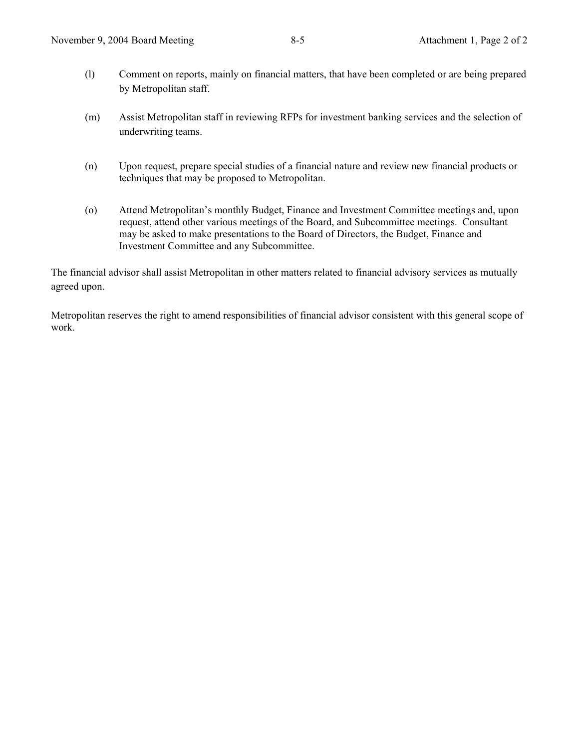(l) Comment on reports, mainly on financial matters, that have been completed or are being prepared by Metropolitan staff.

(m) Assist Metropolitan staff in reviewing RFPs for investment banking services and the selection of underwriting teams.

(n) Upon request, prepare special studies of a financial nature and review new financial products or techniques that may be proposed to Metropolitan.

(o) Attend Metropolitan's monthly Budget, Finance and Investment Committee meetings and, upon request, attend other various meetings of the Board, and Subcommittee meetings. Consultant may be asked to make presentations to the Board of Directors, the Budget, Finance and Investment Committee and any Subcommittee.

The financial advisor shall assist Metropolitan in other matters related to financial advisory services as mutually agreed upon.

Metropolitan reserves the right to amend responsibilities of financial advisor consistent with this general scope of work.